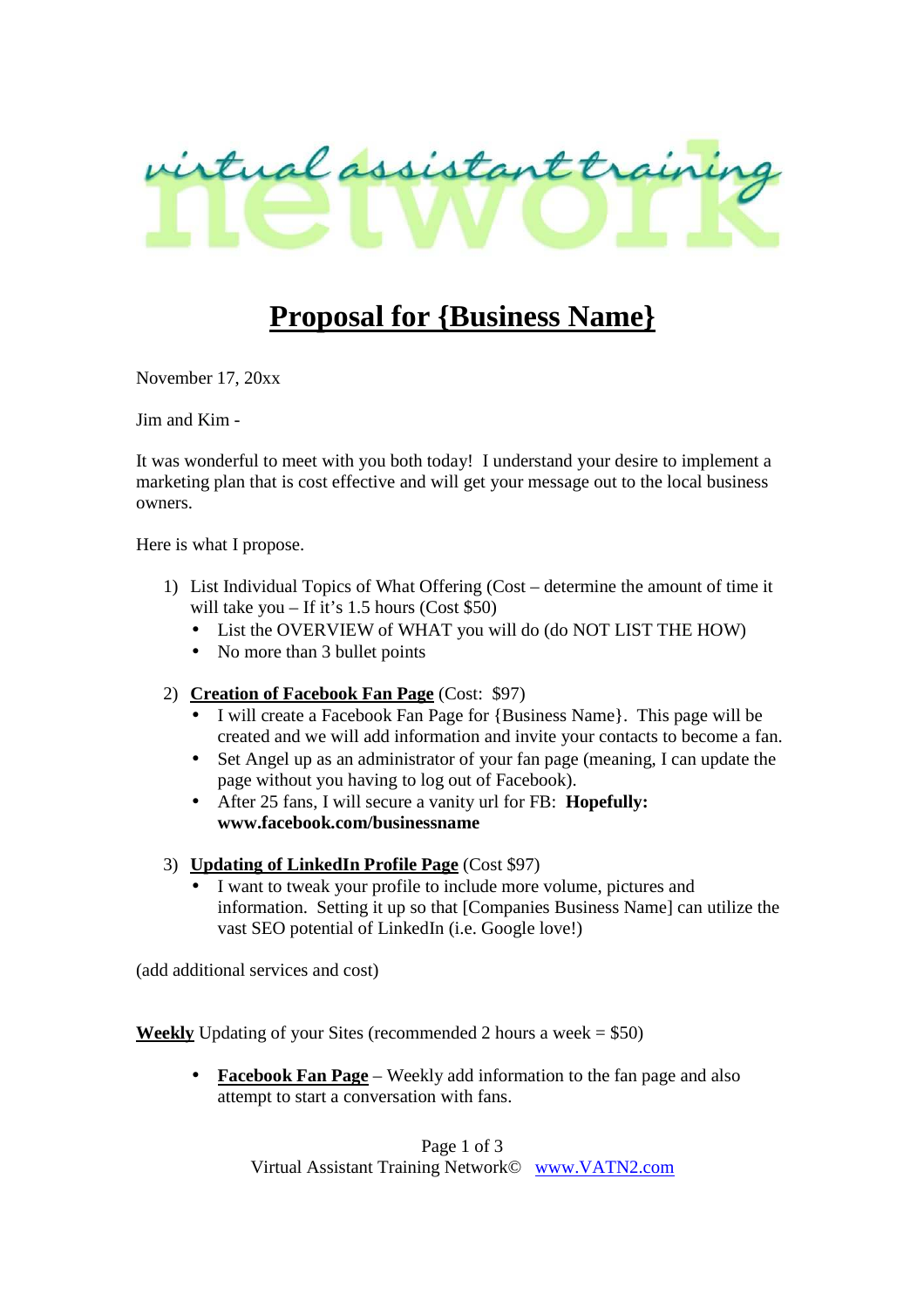# Proposal for {Business Name}

November 17, 20xx

Jim and Kim -

It was wonderful to meet with you both today! I understand your desire to implement a marketing plan that is cost effective and will get your message out to the local business owners.

Here is what I propose.

1) List Individual Topics of What Offering (Cost – determine the amount of time it will take you – If it's 1.5 hours (Cost $50)
   - List the OVERVIEW of WHAT you will do (do NOT LIST THE HOW)
   - No more than 3 bullet points

2) **Creation of Facebook Fan Page** (Cost: $97)
   - I will create a Facebook Fan Page for {Business Name}. This page will be created and we will add information and invite your contacts to become a fan.
   - Set Angel up as an administrator of your fan page (meaning, I can update the page without you having to log out of Facebook).
   - After 25 fans, I will secure a vanity url for FB: **Hopefully: www.facebook.com/businessname**

3) **Updating of LinkedIn Profile Page** (Cost $97)
   - I want to tweak your profile to include more volume, pictures and information. Setting it up so that [Companies Business Name] can utilize the vast SEO potential of LinkedIn (i.e. Google love!)

(add additional services and cost)

**Weekly** Updating of your Sites (recommended 2 hours a week = $50)

- **Facebook Fan Page** – Weekly add information to the fan page and also attempt to start a conversation with fans.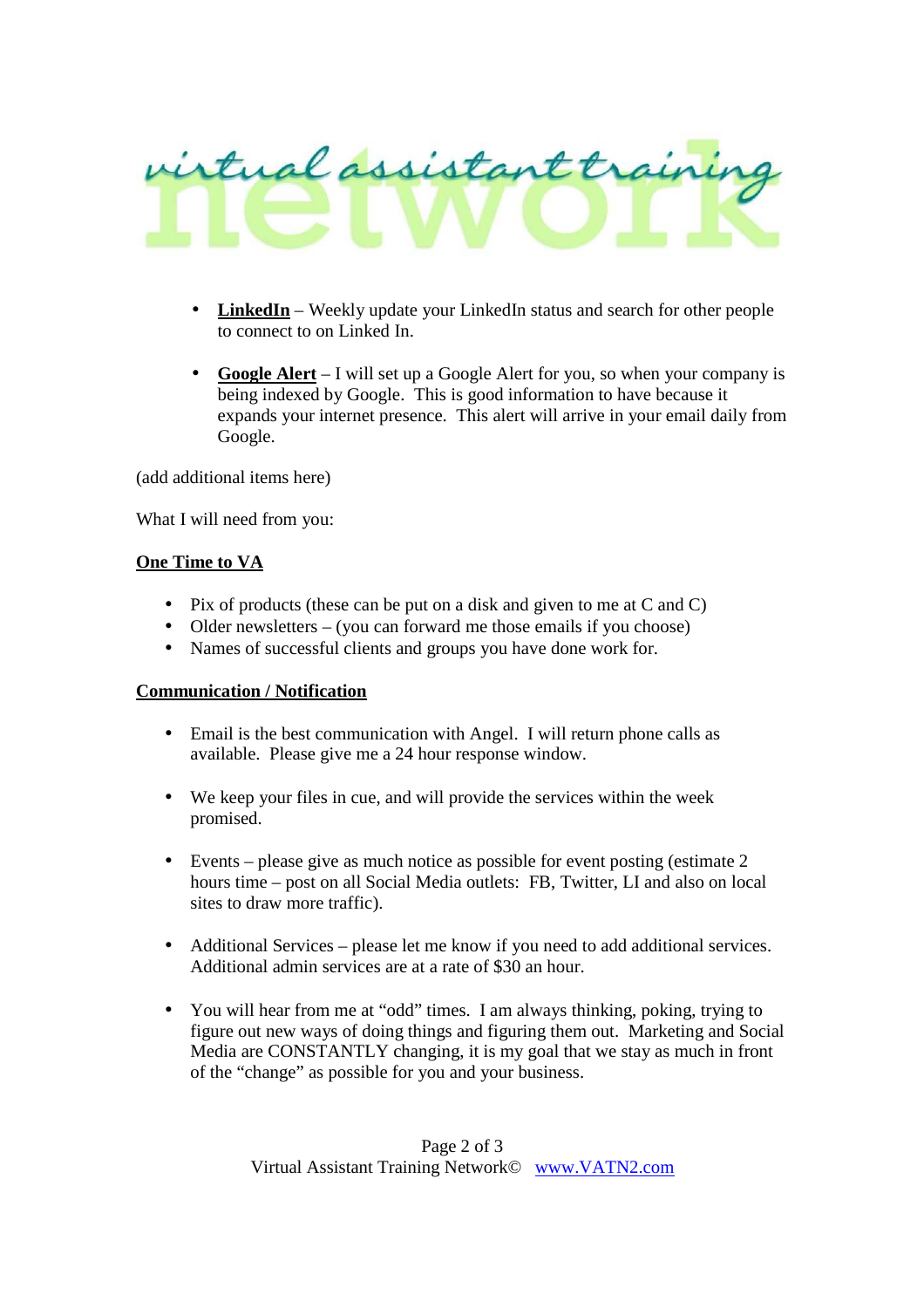- **LinkedIn** – Weekly update your LinkedIn status and search for other people to connect to on Linked In.

- **Google Alert** – I will set up a Google Alert for you, so when your company is being indexed by Google. This is good information to have because it expands your internet presence. This alert will arrive in your email daily from Google.

(add additional items here)

What I will need from you:

**One Time to VA**

- Pix of products (these can be put on a disk and given to me at C and C)
- Older newsletters – (you can forward me those emails if you choose)
- Names of successful clients and groups you have done work for.

**Communication / Notification**

- Email is the best communication with Angel. I will return phone calls as available. Please give me a 24 hour response window.

- We keep your files in cue, and will provide the services within the week promised.

- Events – please give as much notice as possible for event posting (estimate 2 hours time – post on all Social Media outlets: FB, Twitter, LI and also on local sites to draw more traffic).

- Additional Services – please let me know if you need to add additional services. Additional admin services are at a rate of $30 an hour.

- You will hear from me at "odd" times. I am always thinking, poking, trying to figure out new ways of doing things and figuring them out. Marketing and Social Media are CONSTANTLY changing, it is my goal that we stay as much in front of the "change" as possible for you and your business.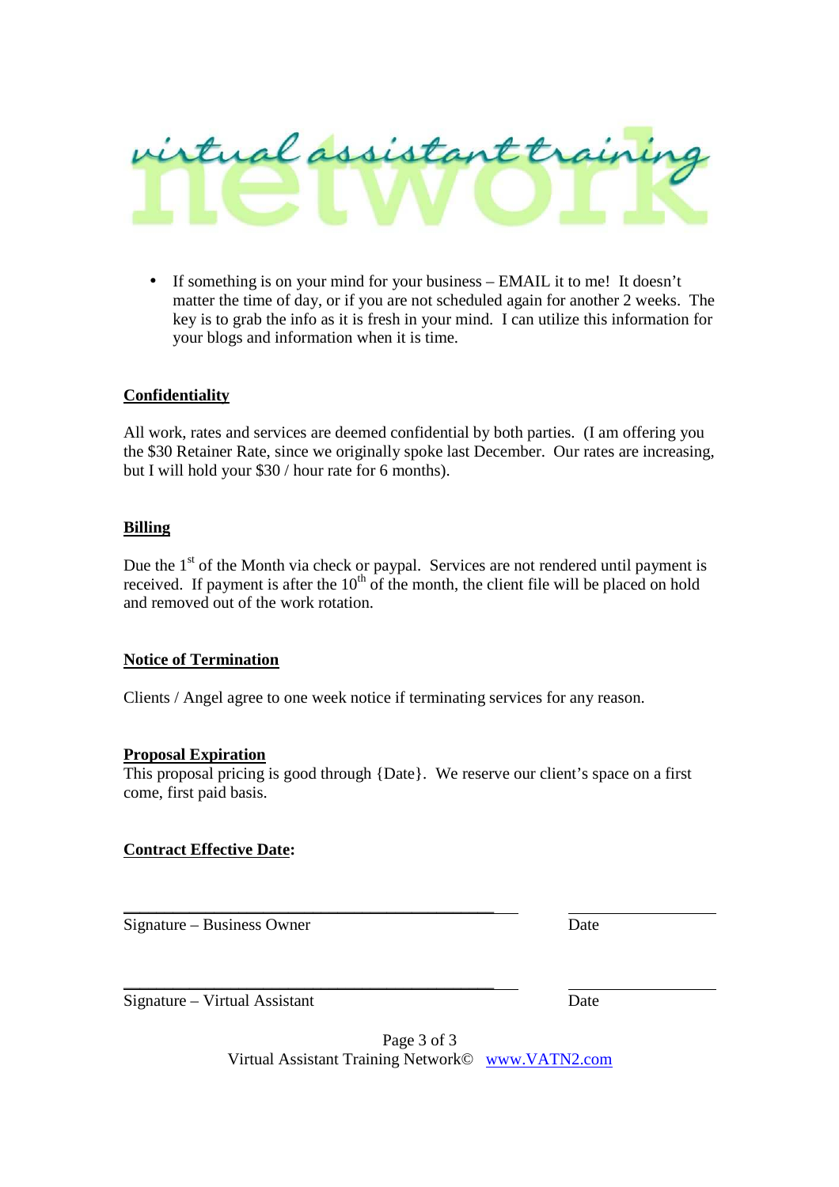- If something is on your mind for your business – EMAIL it to me! It doesn't matter the time of day, or if you are not scheduled again for another 2 weeks. The key is to grab the info as it is fresh in your mind. I can utilize this information for your blogs and information when it is time.

**Confidentiality**

All work, rates and services are deemed confidential by both parties. (I am offering you the $30 Retainer Rate, since we originally spoke last December. Our rates are increasing, but I will hold your $30 / hour rate for 6 months).

**Billing**

Due the 1st of the Month via check or paypal. Services are not rendered until payment is received. If payment is after the 10th of the month, the client file will be placed on hold and removed out of the work rotation.

**Notice of Termination**

Clients / Angel agree to one week notice if terminating services for any reason.

**Proposal Expiration**

This proposal pricing is good through {Date}. We reserve our client's space on a first come, first paid basis.

**Contract Effective Date:**

______________________________________________ ________________

Signature – Business Owner Date

______________________________________________ ________________

Signature – Virtual Assistant Date

Virtual Assistant Training Network© www.VATN2.com